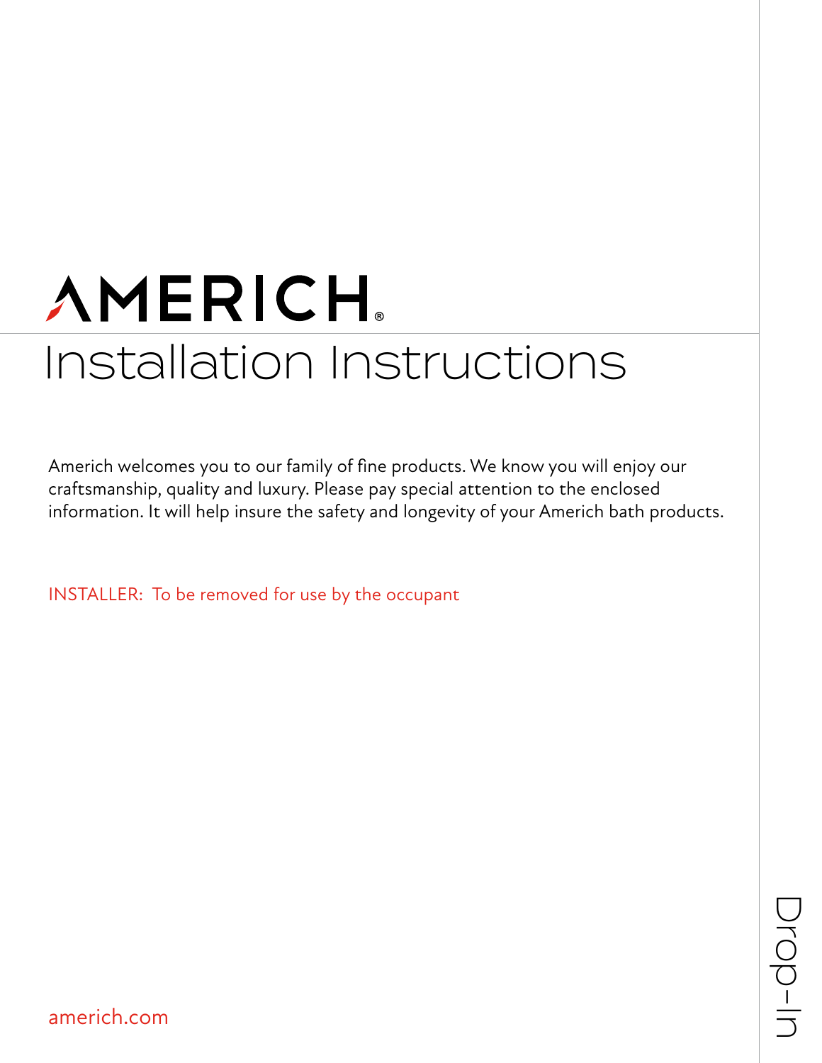# AMERICH®

# Installation Instructions

Americh welcomes you to our family of fine products. We know you will enjoy our craftsmanship, quality and luxury. Please pay special attention to the enclosed information. It will help insure the safety and longevity of your Americh bath products.

INSTALLER: To be removed for use by the occupant

americh.com

Drop-In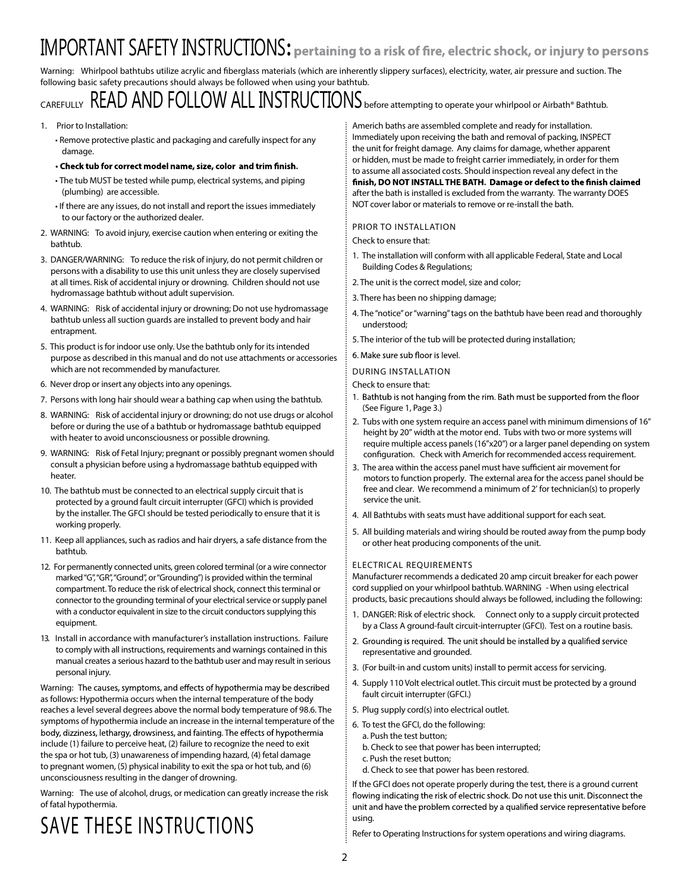# IMPORTANT SAFETY INSTRUCTIONS: **pertaining to a risk of fire, electric shock, or injury to persons**

Warning: Whirlpool bathtubs utilize acrylic and fiberglass materials (which are inherently slippery surfaces), electricity, water, air pressure and suction. The following basic safety precautions should always be followed when using your bathtub.

CAREFULLY **READ AND FOLLOW ALL INSTRUCTIONS** before attempting to operate your whirlpool or Airbath® Bathtub.

1. Prior to Installation:
   - Remove protective plastic and packaging and carefully inspect for any damage.
   - **Check tub for correct model name, size, color and trim finish.**
   - The tub MUST be tested while pump, electrical systems, and piping (plumbing) are accessible.
   - If there are any issues, do not install and report the issues immediately to our factory or the authorized dealer.
2. WARNING: To avoid injury, exercise caution when entering or exiting the bathtub.
3. DANGER/WARNING: To reduce the risk of injury, do not permit children or persons with a disability to use this unit unless they are closely supervised at all times. Risk of accidental injury or drowning. Children should not use hydromassage bathtub without adult supervision.
4. WARNING: Risk of accidental injury or drowning; Do not use hydromassage bathtub unless all suction guards are installed to prevent body and hair entrapment.
5. This product is for indoor use only. Use the bathtub only for its intended purpose as described in this manual and do not use attachments or accessories which are not recommended by manufacturer.
6. Never drop or insert any objects into any openings.
7. Persons with long hair should wear a bathing cap when using the bathtub.
8. WARNING: Risk of accidental injury or drowning; do not use drugs or alcohol before or during the use of a bathtub or hydromassage bathtub equipped with heater to avoid unconsciousness or possible drowning.
9. WARNING: Risk of Fetal Injury; pregnant or possibly pregnant women should consult a physician before using a hydromassage bathtub equipped with heater.
10. The bathtub must be connected to an electrical supply circuit that is protected by a ground fault circuit interrupter (GFCI) which is provided by the installer. The GFCI should be tested periodically to ensure that it is working properly.
11. Keep all appliances, such as radios and hair dryers, a safe distance from the bathtub.
12. For permanently connected units, green colored terminal (or a wire connector marked "G", "GR", "Ground", or "Grounding") is provided within the terminal compartment. To reduce the risk of electrical shock, connect this terminal or connector to the grounding terminal of your electrical service or supply panel with a conductor equivalent in size to the circuit conductors supplying this equipment.
13. Install in accordance with manufacturer's installation instructions. Failure to comply with all instructions, requirements and warnings contained in this manual creates a serious hazard to the bathtub user and may result in serious personal injury.

Warning: The causes, symptoms, and effects of hypothermia may be described as follows: Hypothermia occurs when the internal temperature of the body reaches a level several degrees above the normal body temperature of 98.6. The symptoms of hypothermia include an increase in the internal temperature of the body, dizziness, lethargy, drowsiness, and fainting. The effects of hypothermia include (1) failure to perceive heat, (2) failure to recognize the need to exit the spa or hot tub, (3) unawareness of impending hazard, (4) fetal damage to pregnant women, (5) physical inability to exit the spa or hot tub, and (6) unconsciousness resulting in the danger of drowning.

Warning: The use of alcohol, drugs, or medication can greatly increase the risk of fatal hypothermia.

# SAVE THESE INSTRUCTIONS

Americh baths are assembled complete and ready for installation. Immediately upon receiving the bath and removal of packing, INSPECT the unit for freight damage. Any claims for damage, whether apparent or hidden, must be made to freight carrier immediately, in order for them to assume all associated costs. Should inspection reveal any defect in the **finish, DO NOT INSTALL THE BATH. Damage or defect to the finish claimed** after the bath is installed is excluded from the warranty. The warranty DOES NOT cover labor or materials to remove or re-install the bath.

## PRIOR TO INSTALLATION

Check to ensure that:

1. The installation will conform with all applicable Federal, State and Local Building Codes & Regulations;
2. The unit is the correct model, size and color;
3. There has been no shipping damage;
4. The "notice" or "warning" tags on the bathtub have been read and thoroughly understood;
5. The interior of the tub will be protected during installation;
6. Make sure sub floor is level.

## DURING INSTALLATION

Check to ensure that:

1. Bathtub is not hanging from the rim. Bath must be supported from the floor (See Figure 1, Page 3.)
2. Tubs with one system require an access panel with minimum dimensions of 16" height by 20" width at the motor end. Tubs with two or more systems will require multiple access panels (16"x20") or a larger panel depending on system configuration. Check with Americh for recommended access requirement.
3. The area within the access panel must have sufficient air movement for motors to function properly. The external area for the access panel should be free and clear. We recommend a minimum of 2' for technician(s) to properly service the unit.
4. All Bathtubs with seats must have additional support for each seat.
5. All building materials and wiring should be routed away from the pump body or other heat producing components of the unit.

## ELECTRICAL REQUIREMENTS

Manufacturer recommends a dedicated 20 amp circuit breaker for each power cord supplied on your whirlpool bathtub. WARNING - When using electrical products, basic precautions should always be followed, including the following:

1. DANGER: Risk of electric shock. Connect only to a supply circuit protected by a Class A ground-fault circuit-interrupter (GFCI). Test on a routine basis.
2. Grounding is required. The unit should be installed by a qualified service representative and grounded.
3. (For built-in and custom units) install to permit access for servicing.
4. Supply 110 Volt electrical outlet. This circuit must be protected by a ground fault circuit interrupter (GFCI.)
5. Plug supply cord(s) into electrical outlet.
6. To test the GFCI, do the following:
   a. Push the test button;
   b. Check to see that power has been interrupted;
   c. Push the reset button;
   d. Check to see that power has been restored.

If the GFCI does not operate properly during the test, there is a ground current flowing indicating the risk of electric shock. Do not use this unit. Disconnect the unit and have the problem corrected by a qualified service representative before using.

Refer to Operating Instructions for system operations and wiring diagrams.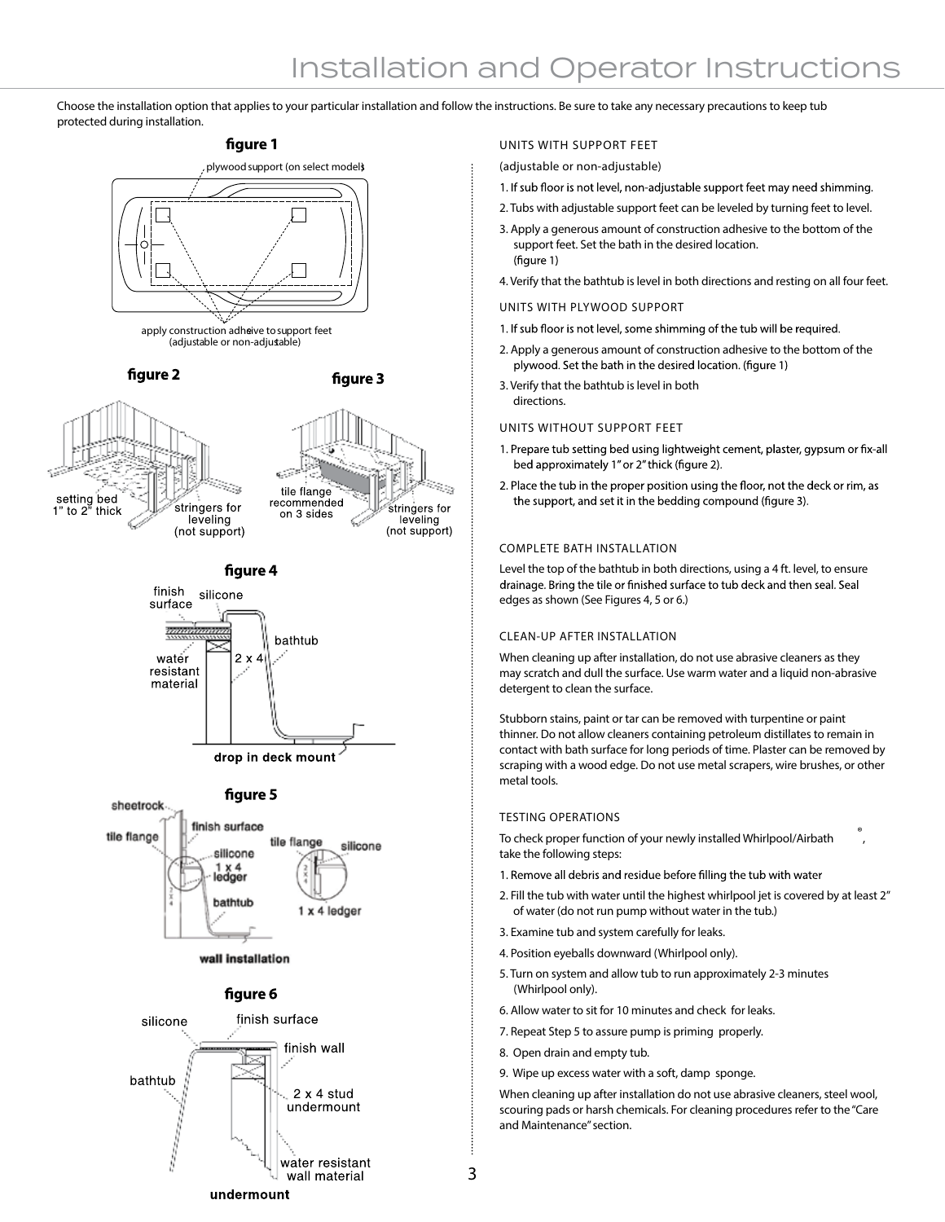# Installation and Operator Instructions

Choose the installation option that applies to your particular installation and follow the instructions. Be sure to take any necessary precautions to keep tub protected during installation.

**figure 1**

plywood support (on select models)

apply construction adhesive to support feet (adjustable or non-adjustable)

**figure 2**

setting bed 1" to 2" thick

stringers for leveling (not support)

**figure 3**

tile flange recommended on 3 sides

stringers for leveling (not support)

**figure 4**

finish surface

silicone

bathtub

water resistant material

2 x 4

drop in deck mount

**figure 5**

sheetrock

tile flange

finish surface

silicone

1 x 4 ledger

bathtub

tile flange

silicone

1 x 4 ledger

wall installation

**figure 6**

silicone

finish surface

finish wall

bathtub

2 x 4 stud undermount

water resistant wall material

undermount

## UNITS WITH SUPPORT FEET

(adjustable or non-adjustable)

1. If sub floor is not level, non-adjustable support feet may need shimming.
2. Tubs with adjustable support feet can be leveled by turning feet to level.
3. Apply a generous amount of construction adhesive to the bottom of the support feet. Set the bath in the desired location. (figure 1)
4. Verify that the bathtub is level in both directions and resting on all four feet.

## UNITS WITH PLYWOOD SUPPORT

1. If sub floor is not level, some shimming of the tub will be required.
2. Apply a generous amount of construction adhesive to the bottom of the plywood. Set the bath in the desired location. (figure 1)
3. Verify that the bathtub is level in both directions.

## UNITS WITHOUT SUPPORT FEET

1. Prepare tub setting bed using lightweight cement, plaster, gypsum or fix-all bed approximately 1" or 2" thick (figure 2).
2. Place the tub in the proper position using the floor, not the deck or rim, as the support, and set it in the bedding compound (figure 3).

## COMPLETE BATH INSTALLATION

Level the top of the bathtub in both directions, using a 4 ft. level, to ensure drainage. Bring the tile or finished surface to tub deck and then seal. Seal edges as shown (See Figures 4, 5 or 6.)

## CLEAN-UP AFTER INSTALLATION

When cleaning up after installation, do not use abrasive cleaners as they may scratch and dull the surface. Use warm water and a liquid non-abrasive detergent to clean the surface.

Stubborn stains, paint or tar can be removed with turpentine or paint thinner. Do not allow cleaners containing petroleum distillates to remain in contact with bath surface for long periods of time. Plaster can be removed by scraping with a wood edge. Do not use metal scrapers, wire brushes, or other metal tools.

## TESTING OPERATIONS

To check proper function of your newly installed Whirlpool/Airbath®, take the following steps:

1. Remove all debris and residue before filling the tub with water
2. Fill the tub with water until the highest whirlpool jet is covered by at least 2" of water (do not run pump without water in the tub.)
3. Examine tub and system carefully for leaks.
4. Position eyeballs downward (Whirlpool only).
5. Turn on system and allow tub to run approximately 2-3 minutes (Whirlpool only).
6. Allow water to sit for 10 minutes and check for leaks.
7. Repeat Step 5 to assure pump is priming properly.
8. Open drain and empty tub.
9. Wipe up excess water with a soft, damp sponge.

When cleaning up after installation do not use abrasive cleaners, steel wool, scouring pads or harsh chemicals. For cleaning procedures refer to the "Care and Maintenance" section.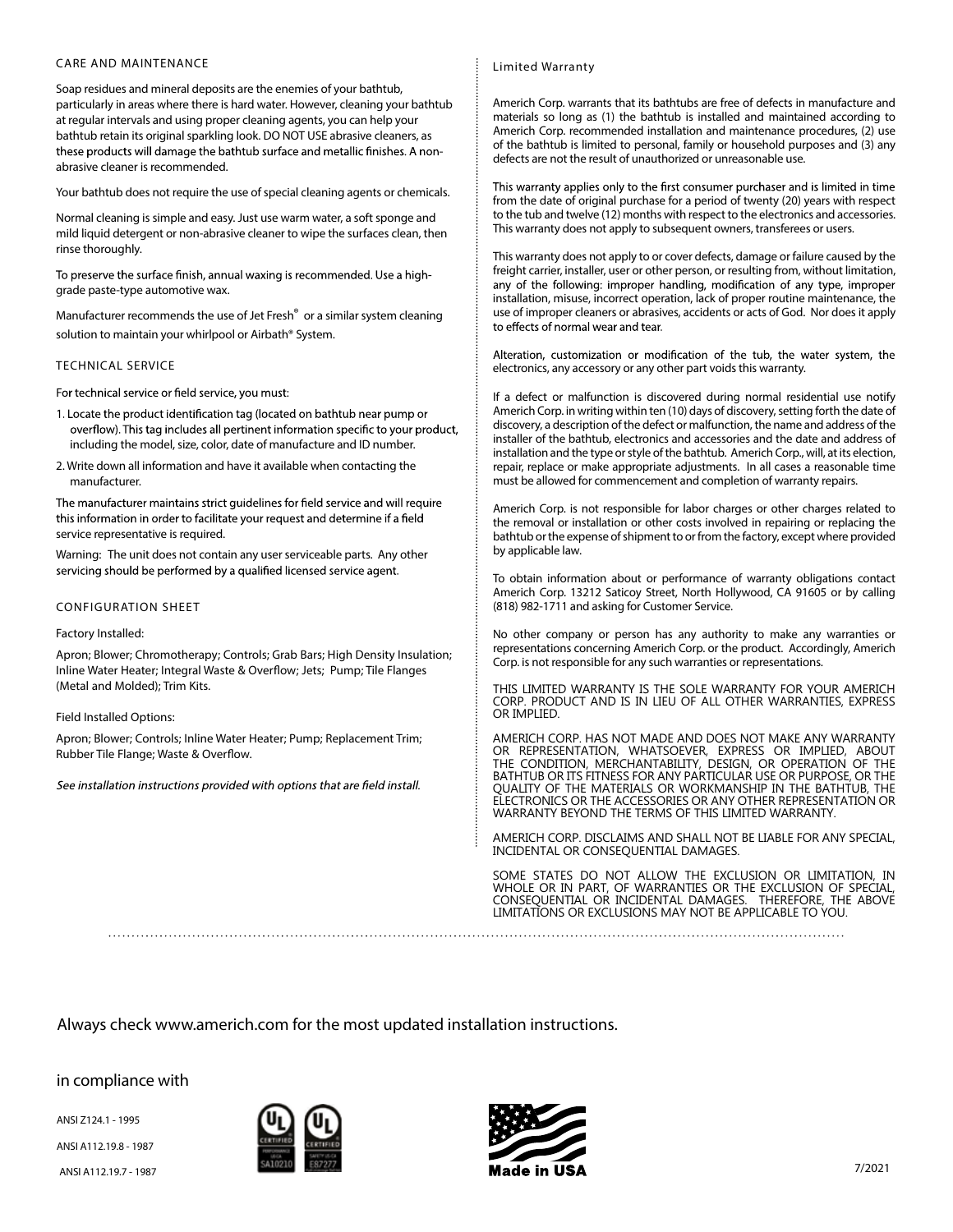## CARE AND MAINTENANCE

Soap residues and mineral deposits are the enemies of your bathtub, particularly in areas where there is hard water. However, cleaning your bathtub at regular intervals and using proper cleaning agents, you can help your bathtub retain its original sparkling look. DO NOT USE abrasive cleaners, as these products will damage the bathtub surface and metallic finishes. A non-abrasive cleaner is recommended.

Your bathtub does not require the use of special cleaning agents or chemicals.

Normal cleaning is simple and easy. Just use warm water, a soft sponge and mild liquid detergent or non-abrasive cleaner to wipe the surfaces clean, then rinse thoroughly.

To preserve the surface finish, annual waxing is recommended. Use a high-grade paste-type automotive wax.

Manufacturer recommends the use of Jet Fresh® or a similar system cleaning solution to maintain your whirlpool or Airbath® System.

## TECHNICAL SERVICE

For technical service or field service, you must:

1. Locate the product identification tag (located on bathtub near pump or overflow). This tag includes all pertinent information specific to your product, including the model, size, color, date of manufacture and ID number.
2. Write down all information and have it available when contacting the manufacturer.

The manufacturer maintains strict guidelines for field service and will require this information in order to facilitate your request and determine if a field service representative is required.

Warning: The unit does not contain any user serviceable parts. Any other servicing should be performed by a qualified licensed service agent.

## CONFIGURATION SHEET

Factory Installed:

Apron; Blower; Chromotherapy; Controls; Grab Bars; High Density Insulation; Inline Water Heater; Integral Waste & Overflow; Jets; Pump; Tile Flanges (Metal and Molded); Trim Kits.

Field Installed Options:

Apron; Blower; Controls; Inline Water Heater; Pump; Replacement Trim; Rubber Tile Flange; Waste & Overflow.

*See installation instructions provided with options that are field install.*

## Limited Warranty

Americh Corp. warrants that its bathtubs are free of defects in manufacture and materials so long as (1) the bathtub is installed and maintained according to Americh Corp. recommended installation and maintenance procedures, (2) use of the bathtub is limited to personal, family or household purposes and (3) any defects are not the result of unauthorized or unreasonable use.

This warranty applies only to the first consumer purchaser and is limited in time from the date of original purchase for a period of twenty (20) years with respect to the tub and twelve (12) months with respect to the electronics and accessories. This warranty does not apply to subsequent owners, transferees or users.

This warranty does not apply to or cover defects, damage or failure caused by the freight carrier, installer, user or other person, or resulting from, without limitation, any of the following: improper handling, modification of any type, improper installation, misuse, incorrect operation, lack of proper routine maintenance, the use of improper cleaners or abrasives, accidents or acts of God. Nor does it apply to effects of normal wear and tear.

Alteration, customization or modification of the tub, the water system, the electronics, any accessory or any other part voids this warranty.

If a defect or malfunction is discovered during normal residential use notify Americh Corp. in writing within ten (10) days of discovery, setting forth the date of discovery, a description of the defect or malfunction, the name and address of the installer of the bathtub, electronics and accessories and the date and address of installation and the type or style of the bathtub. Americh Corp., will, at its election, repair, replace or make appropriate adjustments. In all cases a reasonable time must be allowed for commencement and completion of warranty repairs.

Americh Corp. is not responsible for labor charges or other charges related to the removal or installation or other costs involved in repairing or replacing the bathtub or the expense of shipment to or from the factory, except where provided by applicable law.

To obtain information about or performance of warranty obligations contact Americh Corp. 13212 Saticoy Street, North Hollywood, CA 91605 or by calling (818) 982-1711 and asking for Customer Service.

No other company or person has any authority to make any warranties or representations concerning Americh Corp. or the product. Accordingly, Americh Corp. is not responsible for any such warranties or representations.

THIS LIMITED WARRANTY IS THE SOLE WARRANTY FOR YOUR AMERICH CORP. PRODUCT AND IS IN LIEU OF ALL OTHER WARRANTIES, EXPRESS OR IMPLIED.

AMERICH CORP. HAS NOT MADE AND DOES NOT MAKE ANY WARRANTY OR REPRESENTATION, WHATSOEVER, EXPRESS OR IMPLIED, ABOUT THE CONDITION, MERCHANTABILITY, DESIGN, OR OPERATION OF THE BATHTUB OR ITS FITNESS FOR ANY PARTICULAR USE OR PURPOSE, OR THE QUALITY OF THE MATERIALS OR WORKMANSHIP IN THE BATHTUB, THE ELECTRONICS OR THE ACCESSORIES OR ANY OTHER REPRESENTATION OR WARRANTY BEYOND THE TERMS OF THIS LIMITED WARRANTY.

AMERICH CORP. DISCLAIMS AND SHALL NOT BE LIABLE FOR ANY SPECIAL, INCIDENTAL OR CONSEQUENTIAL DAMAGES.

SOME STATES DO NOT ALLOW THE EXCLUSION OR LIMITATION, IN WHOLE OR IN PART, OF WARRANTIES OR THE EXCLUSION OF SPECIAL, CONSEQUENTIAL OR INCIDENTAL DAMAGES. THEREFORE, THE ABOVE LIMITATIONS OR EXCLUSIONS MAY NOT BE APPLICABLE TO YOU.

Always check www.americh.com for the most updated installation instructions.

in compliance with

ANSI Z124.1 - 1995

ANSI A112.19.8 - 1987

ANSI A112.19.7 - 1987

UL CERTIFIED SA10210

UL CERTIFIED E87277

Made in USA

7/2021